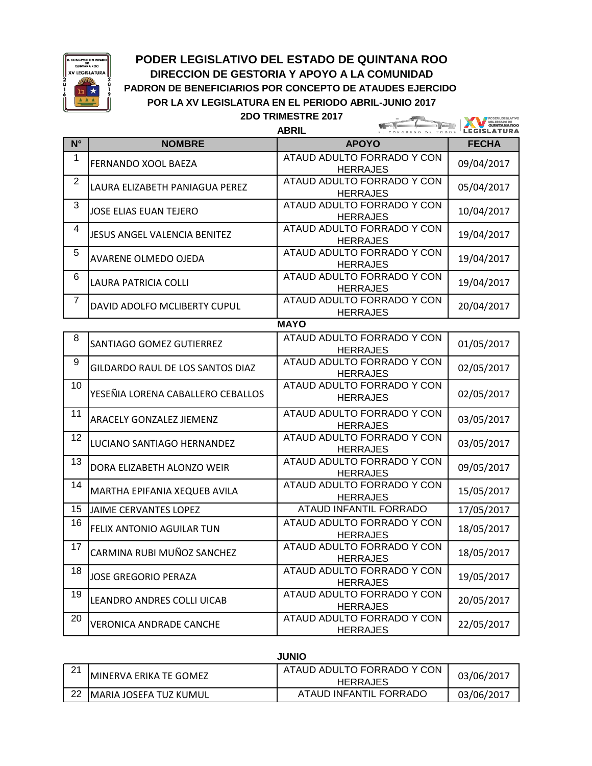# PODER LEGISLATIVO DEL ESTADO DE QUINTANA ROO

## DIRECCION DE GESTORIA Y APOYO A LA COMUNIDAD

### PADRON DE BENEFICIARIOS POR CONCEPTO DE ATAUDES EJERCIDO POR LA XV LEGISLATURA EN EL PERIODO ABRIL-JUNIO 2017

### 2DO TRIMESTRE 2017

**ABRIL**

| N° | NOMBRE | APOYO | FECHA |
|---|---|---|---|
| 1 | FERNANDO XOOL BAEZA | ATAUD ADULTO FORRADO Y CON HERRAJES | 09/04/2017 |
| 2 | LAURA ELIZABETH PANIAGUA PEREZ | ATAUD ADULTO FORRADO Y CON HERRAJES | 05/04/2017 |
| 3 | JOSE ELIAS EUAN TEJERO | ATAUD ADULTO FORRADO Y CON HERRAJES | 10/04/2017 |
| 4 | JESUS ANGEL VALENCIA BENITEZ | ATAUD ADULTO FORRADO Y CON HERRAJES | 19/04/2017 |
| 5 | AVARENE OLMEDO OJEDA | ATAUD ADULTO FORRADO Y CON HERRAJES | 19/04/2017 |
| 6 | LAURA PATRICIA COLLI | ATAUD ADULTO FORRADO Y CON HERRAJES | 19/04/2017 |
| 7 | DAVID ADOLFO MCLIBERTY CUPUL | ATAUD ADULTO FORRADO Y CON HERRAJES | 20/04/2017 |

**MAYO**

| N° | NOMBRE | APOYO | FECHA |
|---|---|---|---|
| 8 | SANTIAGO GOMEZ GUTIERREZ | ATAUD ADULTO FORRADO Y CON HERRAJES | 01/05/2017 |
| 9 | GILDARDO RAUL DE LOS SANTOS DIAZ | ATAUD ADULTO FORRADO Y CON HERRAJES | 02/05/2017 |
| 10 | YESEÑIA LORENA CABALLERO CEBALLOS | ATAUD ADULTO FORRADO Y CON HERRAJES | 02/05/2017 |
| 11 | ARACELY GONZALEZ JIEMENZ | ATAUD ADULTO FORRADO Y CON HERRAJES | 03/05/2017 |
| 12 | LUCIANO SANTIAGO HERNANDEZ | ATAUD ADULTO FORRADO Y CON HERRAJES | 03/05/2017 |
| 13 | DORA ELIZABETH ALONZO WEIR | ATAUD ADULTO FORRADO Y CON HERRAJES | 09/05/2017 |
| 14 | MARTHA EPIFANIA XEQUEB AVILA | ATAUD ADULTO FORRADO Y CON HERRAJES | 15/05/2017 |
| 15 | JAIME CERVANTES LOPEZ | ATAUD INFANTIL FORRADO | 17/05/2017 |
| 16 | FELIX ANTONIO AGUILAR TUN | ATAUD ADULTO FORRADO Y CON HERRAJES | 18/05/2017 |
| 17 | CARMINA RUBI MUÑOZ SANCHEZ | ATAUD ADULTO FORRADO Y CON HERRAJES | 18/05/2017 |
| 18 | JOSE GREGORIO PERAZA | ATAUD ADULTO FORRADO Y CON HERRAJES | 19/05/2017 |
| 19 | LEANDRO ANDRES COLLI UICAB | ATAUD ADULTO FORRADO Y CON HERRAJES | 20/05/2017 |
| 20 | VERONICA ANDRADE CANCHE | ATAUD ADULTO FORRADO Y CON HERRAJES | 22/05/2017 |

**JUNIO**

| N° | NOMBRE | APOYO | FECHA |
|---|---|---|---|
| 21 | MINERVA ERIKA TE GOMEZ | ATAUD ADULTO FORRADO Y CON HERRAJES | 03/06/2017 |
| 22 | MARIA JOSEFA TUZ KUMUL | ATAUD INFANTIL FORRADO | 03/06/2017 |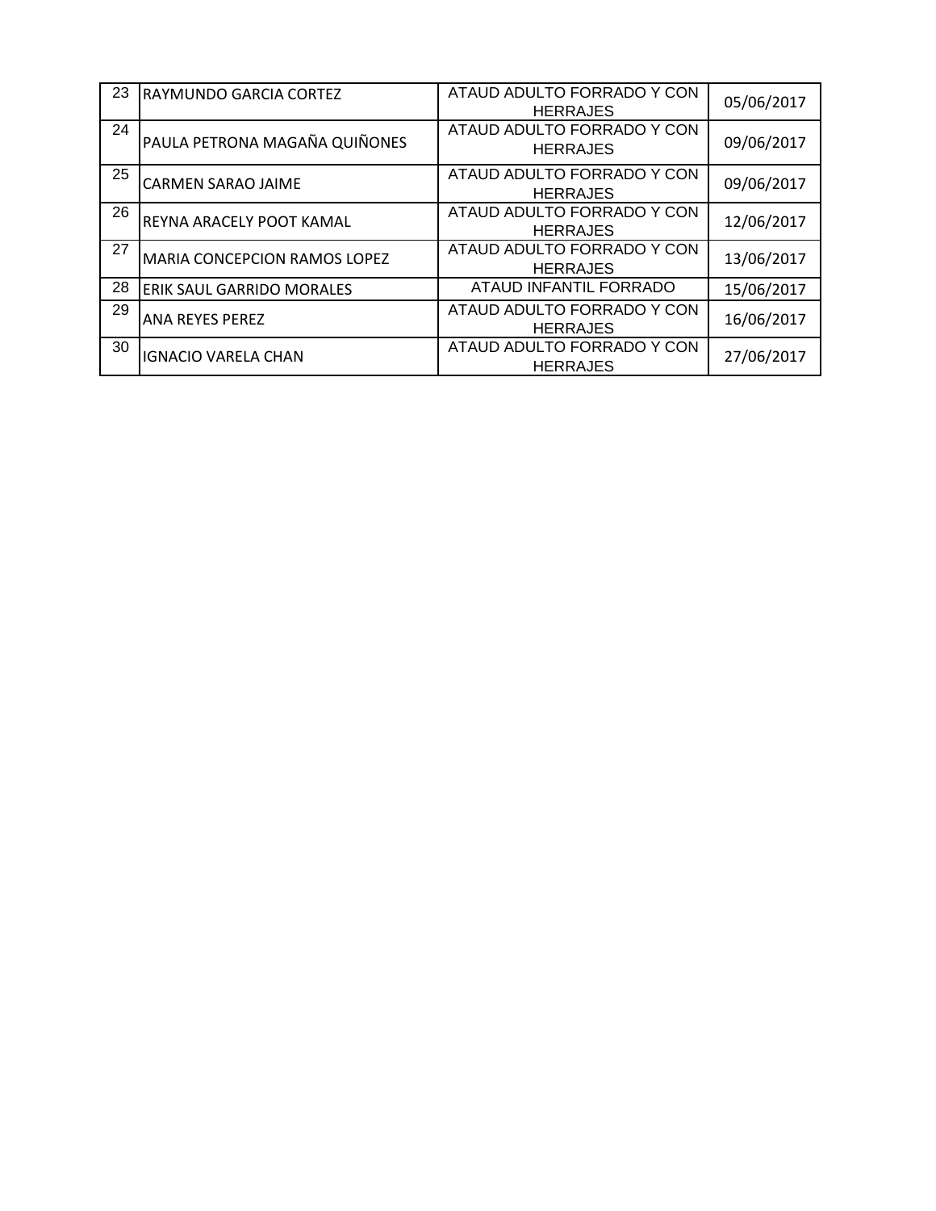| | | | |
|---|---|---|---|
| 23 | RAYMUNDO GARCIA CORTEZ | ATAUD ADULTO FORRADO Y CON HERRAJES | 05/06/2017 |
| 24 | PAULA PETRONA MAGAÑA QUIÑONES | ATAUD ADULTO FORRADO Y CON HERRAJES | 09/06/2017 |
| 25 | CARMEN SARAO JAIME | ATAUD ADULTO FORRADO Y CON HERRAJES | 09/06/2017 |
| 26 | REYNA ARACELY POOT KAMAL | ATAUD ADULTO FORRADO Y CON HERRAJES | 12/06/2017 |
| 27 | MARIA CONCEPCION RAMOS LOPEZ | ATAUD ADULTO FORRADO Y CON HERRAJES | 13/06/2017 |
| 28 | ERIK SAUL GARRIDO MORALES | ATAUD INFANTIL FORRADO | 15/06/2017 |
| 29 | ANA REYES PEREZ | ATAUD ADULTO FORRADO Y CON HERRAJES | 16/06/2017 |
| 30 | IGNACIO VARELA CHAN | ATAUD ADULTO FORRADO Y CON HERRAJES | 27/06/2017 |